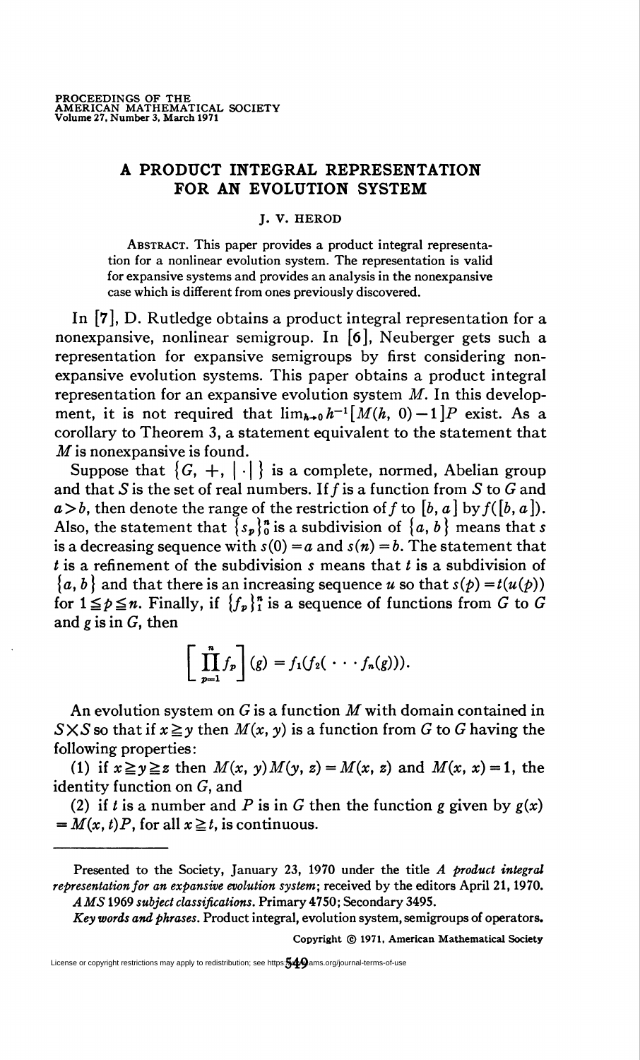# A PRODUCT INTEGRAL REPRESENTATION FOR AN EVOLUTION SYSTEM

J. V. HEROD

ABSTRACT. This paper provides a product integral representation for a nonlinear evolution system. The representation is valid for expansive systems and provides an analysis in the nonexpansive case which is different from ones previously discovered.

In [7], D. Rutledge obtains a product integral representation for a nonexpansive, nonlinear semigroup. In [6], Neuberger gets such a representation for expansive semigroups by first considering nonexpansive evolution systems. This paper obtains a product integral representation for an expansive evolution system $M$. In this development, it is not required that $\lim_{h\to 0} h^{-1}[M(h, 0)-1]P$ exist. As a corollary to Theorem 3, a statement equivalent to the statement that $M$ is nonexpansive is found.

Suppose that $\{G, +, |\cdot|\}$ is a complete, normed, Abelian group and that $S$ is the set of real numbers. If $f$ is a function from $S$ to $G$ and $a > b$, then denote the range of the restriction of $f$ to $[b, a]$ by $f([b, a])$. Also, the statement that $\{s_p\}_0^n$ is a subdivision of $\{a, b\}$ means that $s$ is a decreasing sequence with $s(0) = a$ and $s(n) = b$. The statement that $t$ is a refinement of the subdivision $s$ means that $t$ is a subdivision of $\{a, b\}$ and that there is an increasing sequence $u$ so that $s(p) = t(u(p))$ for $1 \leqq p \leqq n$. Finally, if $\{f_p\}_1^n$ is a sequence of functions from $G$ to $G$ and $g$ is in $G$, then

$$\left[\prod_{p=1}^{n} f_p\right](g) = f_1(f_2(\cdots f_n(g))).$$

An evolution system on $G$ is a function $M$ with domain contained in $S \times S$ so that if $x \geqq y$ then $M(x, y)$ is a function from $G$ to $G$ having the following properties:

(1) if $x \geqq y \geqq z$ then $M(x, y)M(y, z) = M(x, z)$ and $M(x, x) = 1$, the identity function on $G$, and

(2) if $t$ is a number and $P$ is in $G$ then the function $g$ given by $g(x) = M(x, t)P$, for all $x \geqq t$, is continuous.

---

Presented to the Society, January 23, 1970 under the title *A product integral representation for an expansive evolution system*; received by the editors April 21, 1970.

*AMS 1969 subject classifications*. Primary 4750; Secondary 3495.

*Key words and phrases*. Product integral, evolution system, semigroups of operators.

Copyright © 1971, American Mathematical Society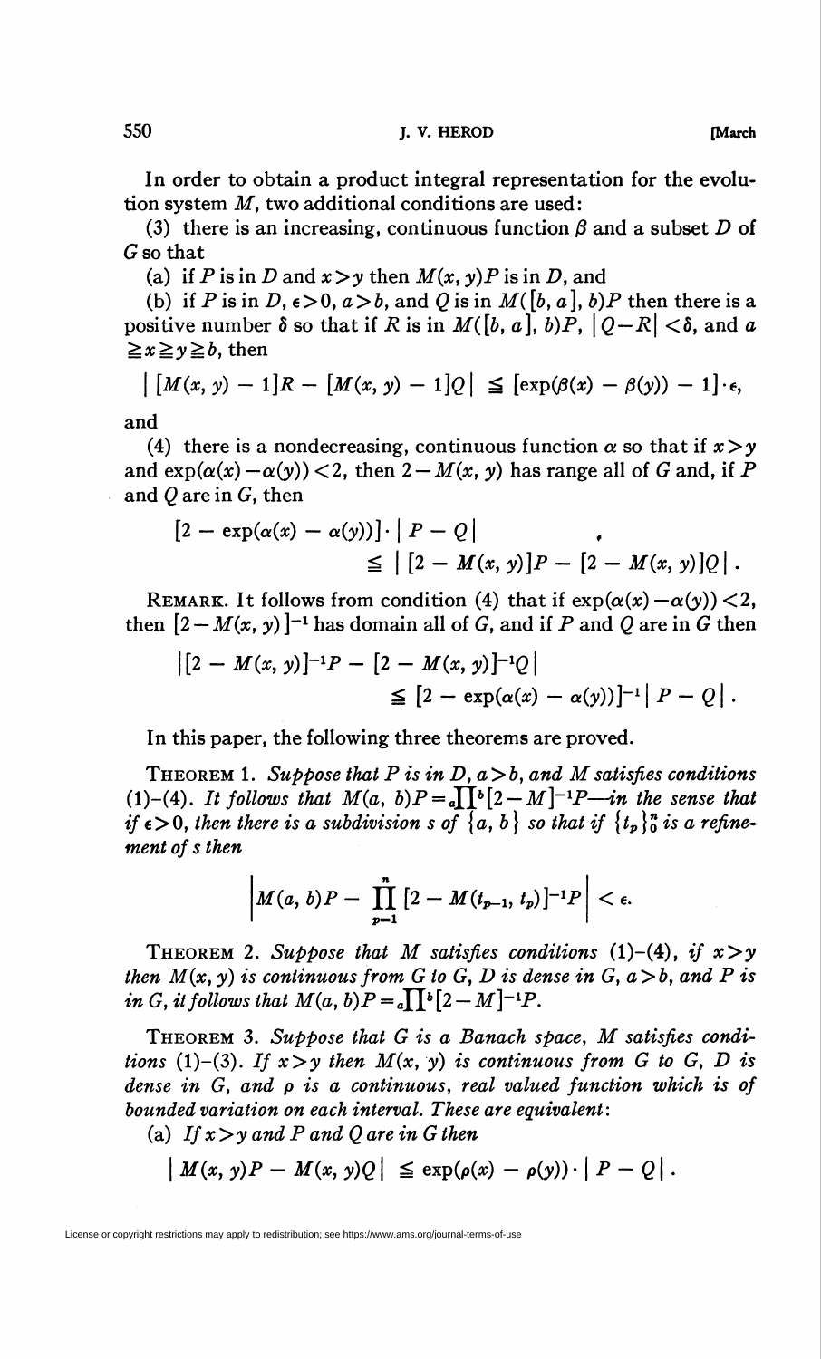In order to obtain a product integral representation for the evolution system $M$, two additional conditions are used:

(3) there is an increasing, continuous function $\beta$ and a subset $D$ of $G$ so that

(a) if $P$ is in $D$ and $x > y$ then $M(x, y)P$ is in $D$, and

(b) if $P$ is in $D$, $\epsilon > 0$, $a > b$, and $Q$ is in $M([b, a], b)P$ then there is a positive number $\delta$ so that if $R$ is in $M([b, a], b)P$, $|Q - R| < \delta$, and $a \geq x \geq y \geq b$, then

$$| [M(x, y) - 1]R - [M(x, y) - 1]Q | \leq [\exp(\beta(x) - \beta(y)) - 1] \cdot \epsilon,$$

and

(4) there is a nondecreasing, continuous function $\alpha$ so that if $x > y$ and $\exp(\alpha(x) - \alpha(y)) < 2$, then $2 - M(x, y)$ has range all of $G$ and, if $P$ and $Q$ are in $G$, then

$$[2 - \exp(\alpha(x) - \alpha(y))] \cdot | P - Q | \leq | [2 - M(x, y)]P - [2 - M(x, y)]Q | .$$

REMARK. It follows from condition (4) that if $\exp(\alpha(x) - \alpha(y)) < 2$, then $[2 - M(x, y)]^{-1}$ has domain all of $G$, and if $P$ and $Q$ are in $G$ then

$$|[2 - M(x, y)]^{-1}P - [2 - M(x, y)]^{-1}Q| \leq [2 - \exp(\alpha(x) - \alpha(y))]^{-1} | P - Q | .$$

In this paper, the following three theorems are proved.

THEOREM 1. *Suppose that $P$ is in $D$, $a > b$, and $M$ satisfies conditions (1)–(4). It follows that $M(a, b)P = {}_a\prod^b [2 - M]^{-1}P$—in the sense that if $\epsilon > 0$, then there is a subdivision $s$ of $\{a, b\}$ so that if $\{t_p\}_0^n$ is a refinement of $s$ then*

$$\left| M(a, b)P - \prod_{p=1}^{n} [2 - M(t_{p-1}, t_p)]^{-1}P \right| < \epsilon.$$

THEOREM 2. *Suppose that $M$ satisfies conditions (1)–(4), if $x > y$ then $M(x, y)$ is continuous from $G$ to $G$, $D$ is dense in $G$, $a > b$, and $P$ is in $G$, it follows that $M(a, b)P = {}_a\prod^b [2 - M]^{-1}P$.*

THEOREM 3. *Suppose that $G$ is a Banach space, $M$ satisfies conditions (1)–(3). If $x > y$ then $M(x, y)$ is continuous from $G$ to $G$, $D$ is dense in $G$, and $\rho$ is a continuous, real valued function which is of bounded variation on each interval. These are equivalent:*

(a) *If $x > y$ and $P$ and $Q$ are in $G$ then*

$$| M(x, y)P - M(x, y)Q | \leq \exp(\rho(x) - \rho(y)) \cdot | P - Q | .$$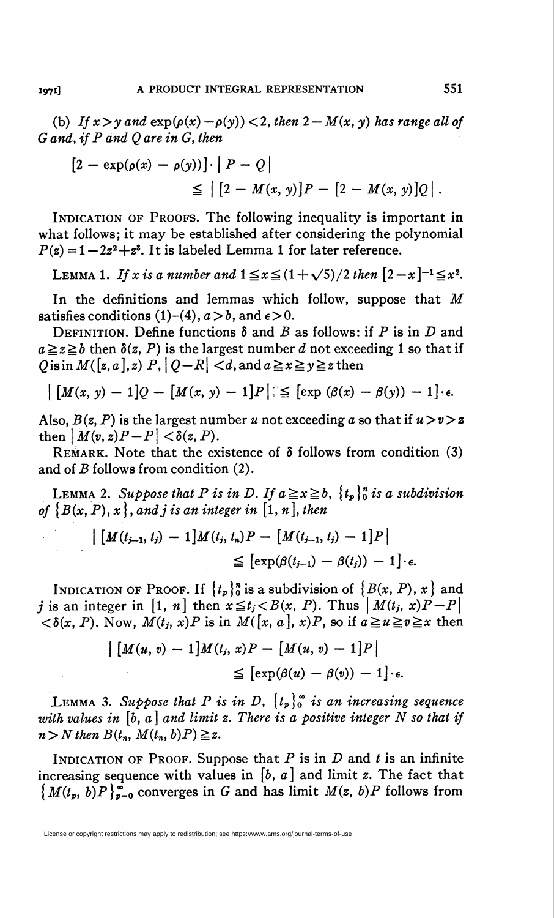(b) *If $x > y$ and $\exp(\rho(x) - \rho(y)) < 2$, then $2 - M(x, y)$ has range all of $G$ and, if $P$ and $Q$ are in $G$, then*

$$[2 - \exp(\rho(x) - \rho(y))] \cdot |P - Q| \leqq |[2 - M(x, y)]P - [2 - M(x, y)]Q|.$$

INDICATION OF PROOFS. The following inequality is important in what follows; it may be established after considering the polynomial $P(z) = 1 - 2z^2 + z^3$. It is labeled Lemma 1 for later reference.

LEMMA 1. *If $x$ is a number and $1 \leqq x \leqq (1 + \sqrt{5})/2$ then $[2 - x]^{-1} \leqq x^2$.*

In the definitions and lemmas which follow, suppose that $M$ satisfies conditions (1)–(4), $a > b$, and $\epsilon > 0$.

DEFINITION. Define functions $\delta$ and $B$ as follows: if $P$ is in $D$ and $a \geqq z \geqq b$ then $\delta(z, P)$ is the largest number $d$ not exceeding 1 so that if $Q$ is in $M([z, a], z)\ P$, $|Q - R| < d$, and $a \geqq x \geqq y \geqq z$ then

$$|[M(x, y) - 1]Q - [M(x, y) - 1]P| \leqq [\exp(\beta(x) - \beta(y)) - 1] \cdot \epsilon.$$

Also, $B(z, P)$ is the largest number $u$ not exceeding $a$ so that if $u > v > z$ then $|M(v, z)P - P| < \delta(z, P)$.

REMARK. Note that the existence of $\delta$ follows from condition (3) and of $B$ follows from condition (2).

LEMMA 2. *Suppose that $P$ is in $D$. If $a \geqq x \geqq b$, $\{t_p\}_0^n$ is a subdivision of $\{B(x, P), x\}$, and $j$ is an integer in $[1, n]$, then*

$$|[M(t_{j-1}, t_j) - 1]M(t_j, t_n)P - [M(t_{j-1}, t_j) - 1]P| \leqq [\exp(\beta(t_{j-1}) - \beta(t_j)) - 1] \cdot \epsilon.$$

INDICATION OF PROOF. If $\{t_p\}_0^n$ is a subdivision of $\{B(x, P), x\}$ and $j$ is an integer in $[1, n]$ then $x \leqq t_j < B(x, P)$. Thus $|M(t_j, x)P - P| < \delta(x, P)$. Now, $M(t_j, x)P$ is in $M([x, a], x)P$, so if $a \geqq u \geqq v \geqq x$ then

$$|[M(u, v) - 1]M(t_j, x)P - [M(u, v) - 1]P| \leqq [\exp(\beta(u) - \beta(v)) - 1] \cdot \epsilon.$$

LEMMA 3. *Suppose that $P$ is in $D$, $\{t_p\}_0^\infty$ is an increasing sequence with values in $[b, a]$ and limit $z$. There is a positive integer $N$ so that if $n > N$ then $B(t_n, M(t_n, b)P) \geqq z$.*

INDICATION OF PROOF. Suppose that $P$ is in $D$ and $t$ is an infinite increasing sequence with values in $[b, a]$ and limit $z$. The fact that $\{M(t_p, b)P\}_{p=0}^\infty$ converges in $G$ and has limit $M(z, b)P$ follows from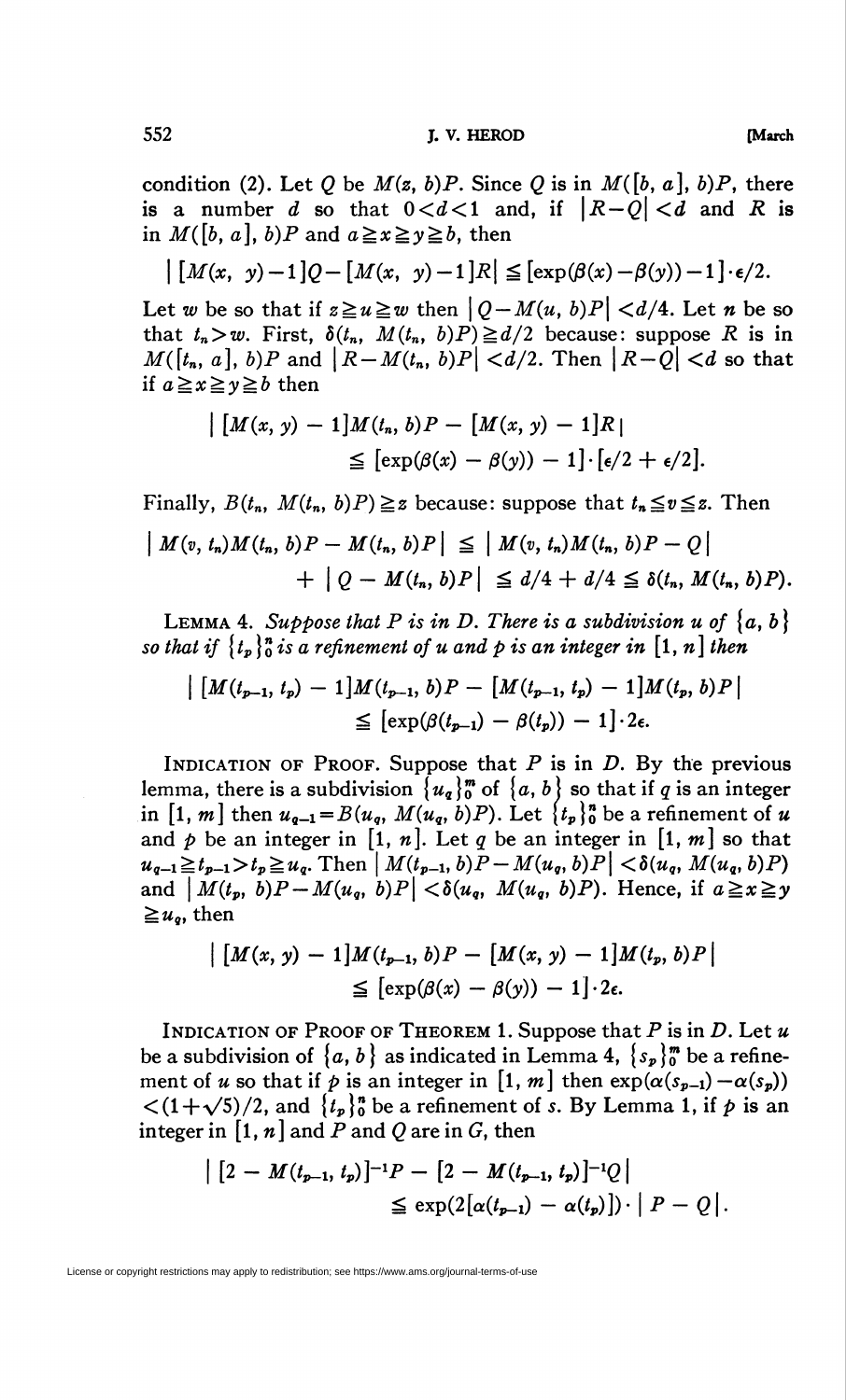condition (2). Let $Q$ be $M(z, b)P$. Since $Q$ is in $M([b, a], b)P$, there is a number $d$ so that $0<d<1$ and, if $|R-Q|<d$ and $R$ is in $M([b, a], b)P$ and $a \geqq x \geqq y \geqq b$, then

$$|[M(x, y)-1]Q-[M(x, y)-1]R| \leqq [\exp(\beta(x)-\beta(y))-1]\cdot \epsilon/2.$$

Let $w$ be so that if $z \geqq u \geqq w$ then $|Q-M(u, b)P|<d/4$. Let $n$ be so that $t_n > w$. First, $\delta(t_n, M(t_n, b)P) \geqq d/2$ because: suppose $R$ is in $M([t_n, a], b)P$ and $|R-M(t_n, b)P|<d/2$. Then $|R-Q|<d$ so that if $a \geqq x \geqq y \geqq b$ then

$$\begin{aligned} |[M(x, y)-1]M(t_n, b)P-[M(x, y)-1]R| \\ \leqq [\exp(\beta(x)-\beta(y))-1]\cdot[\epsilon/2+\epsilon/2]. \end{aligned}$$

Finally, $B(t_n, M(t_n, b)P) \geqq z$ because: suppose that $t_n \leqq v \leqq z$. Then

$$\begin{aligned} |M(v, t_n)M(t_n, b)P-M(t_n, b)P| &\leqq |M(v, t_n)M(t_n, b)P-Q| \\ &+ |Q-M(t_n, b)P| \leqq d/4+d/4 \leqq \delta(t_n, M(t_n, b)P). \end{aligned}$$

LEMMA 4. *Suppose that $P$ is in $D$. There is a subdivision $u$ of $\{a, b\}$ so that if $\{t_p\}_0^n$ is a refinement of $u$ and $p$ is an integer in $[1, n]$ then*

$$\begin{aligned} |[M(t_{p-1}, t_p)-1]M(t_{p-1}, b)P-[M(t_{p-1}, t_p)-1]M(t_p, b)P| \\ \leqq [\exp(\beta(t_{p-1})-\beta(t_p))-1]\cdot 2\epsilon. \end{aligned}$$

INDICATION OF PROOF. Suppose that $P$ is in $D$. By the previous lemma, there is a subdivision $\{u_q\}_0^m$ of $\{a, b\}$ so that if $q$ is an integer in $[1, m]$ then $u_{q-1}=B(u_q, M(u_q, b)P)$. Let $\{t_p\}_0^n$ be a refinement of $u$ and $p$ be an integer in $[1, n]$. Let $q$ be an integer in $[1, m]$ so that $u_{q-1} \geqq t_{p-1} > t_p \geqq u_q$. Then $|M(t_{p-1}, b)P-M(u_q, b)P|<\delta(u_q, M(u_q, b)P)$ and $|M(t_p, b)P-M(u_q, b)P|<\delta(u_q, M(u_q, b)P)$. Hence, if $a \geqq x \geqq y \geqq u_q$, then

$$\begin{aligned} |[M(x, y)-1]M(t_{p-1}, b)P-[M(x, y)-1]M(t_p, b)P| \\ \leqq [\exp(\beta(x)-\beta(y))-1]\cdot 2\epsilon. \end{aligned}$$

INDICATION OF PROOF OF THEOREM 1. Suppose that $P$ is in $D$. Let $u$ be a subdivision of $\{a, b\}$ as indicated in Lemma 4, $\{s_p\}_0^m$ be a refinement of $u$ so that if $p$ is an integer in $[1, m]$ then $\exp(\alpha(s_{p-1})-\alpha(s_p))<(1+\sqrt{5})/2$, and $\{t_p\}_0^n$ be a refinement of $s$. By Lemma 1, if $p$ is an integer in $[1, n]$ and $P$ and $Q$ are in $G$, then

$$\begin{aligned} |[2-M(t_{p-1}, t_p)]^{-1}P-[2-M(t_{p-1}, t_p)]^{-1}Q| \\ \leqq \exp(2[\alpha(t_{p-1})-\alpha(t_p)])\cdot|P-Q|. \end{aligned}$$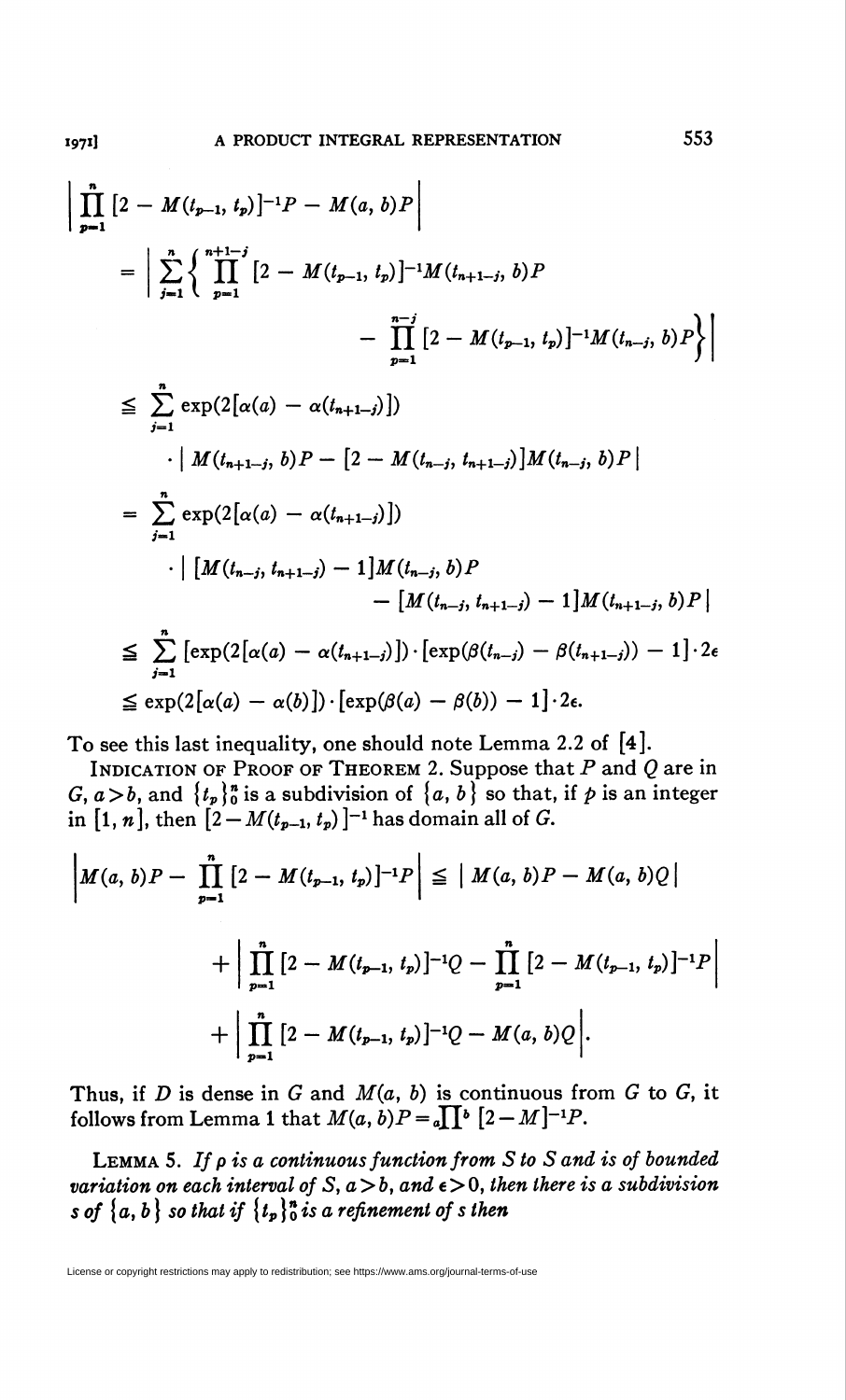$$
\begin{aligned}
\Bigg| \prod_{p=1}^{n} [2 - M(t_{p-1}, t_p)]^{-1} P - M(a, b)P \Bigg| \\
= \Bigg| \sum_{j=1}^{n} \Bigg\{ \prod_{p=1}^{n+1-j} [2 - M(t_{p-1}, t_p)]^{-1} M(t_{n+1-j}, b)P \\
- \prod_{p=1}^{n-j} [2 - M(t_{p-1}, t_p)]^{-1} M(t_{n-j}, b)P \Bigg\} \Bigg| \\
\leqq \sum_{j=1}^{n} \exp(2[\alpha(a) - \alpha(t_{n+1-j})]) \\
\cdot \left| M(t_{n+1-j}, b)P - [2 - M(t_{n-j}, t_{n+1-j})] M(t_{n-j}, b)P \right| \\
= \sum_{j=1}^{n} \exp(2[\alpha(a) - \alpha(t_{n+1-j})]) \\
\cdot \big| [M(t_{n-j}, t_{n+1-j}) - 1] M(t_{n-j}, b)P \\
- [M(t_{n-j}, t_{n+1-j}) - 1] M(t_{n+1-j}, b)P \big| \\
\leqq \sum_{j=1}^{n} [\exp(2[\alpha(a) - \alpha(t_{n+1-j})]) \cdot [\exp(\beta(t_{n-j}) - \beta(t_{n+1-j})) - 1] \cdot 2\epsilon \\
\leqq \exp(2[\alpha(a) - \alpha(b)]) \cdot [\exp(\beta(a) - \beta(b)) - 1] \cdot 2\epsilon.
\end{aligned}
$$

To see this last inequality, one should note Lemma 2.2 of [4].

INDICATION OF PROOF OF THEOREM 2. Suppose that $P$ and $Q$ are in $G$, $a > b$, and $\{t_p\}_0^n$ is a subdivision of $\{a, b\}$ so that, if $p$ is an integer in $[1, n]$, then $[2 - M(t_{p-1}, t_p)]^{-1}$ has domain all of $G$.

$$
\begin{aligned}
\Bigg| M(a, b)P - \prod_{p=1}^{n} [2 - M(t_{p-1}, t_p)]^{-1} P \Bigg| \leqq \left| M(a, b)P - M(a, b)Q \right| \\
+ \Bigg| \prod_{p=1}^{n} [2 - M(t_{p-1}, t_p)]^{-1} Q - \prod_{p=1}^{n} [2 - M(t_{p-1}, t_p)]^{-1} P \Bigg| \\
+ \Bigg| \prod_{p=1}^{n} [2 - M(t_{p-1}, t_p)]^{-1} Q - M(a, b)Q \Bigg|.
\end{aligned}
$$

Thus, if $D$ is dense in $G$ and $M(a, b)$ is continuous from $G$ to $G$, it follows from Lemma 1 that $M(a, b)P = {}_a\prod^b [2 - M]^{-1} P$.

LEMMA 5. *If $\rho$ is a continuous function from $S$ to $S$ and is of bounded variation on each interval of $S$, $a > b$, and $\epsilon > 0$, then there is a subdivision $s$ of $\{a, b\}$ so that if $\{t_p\}_0^n$ is a refinement of $s$ then*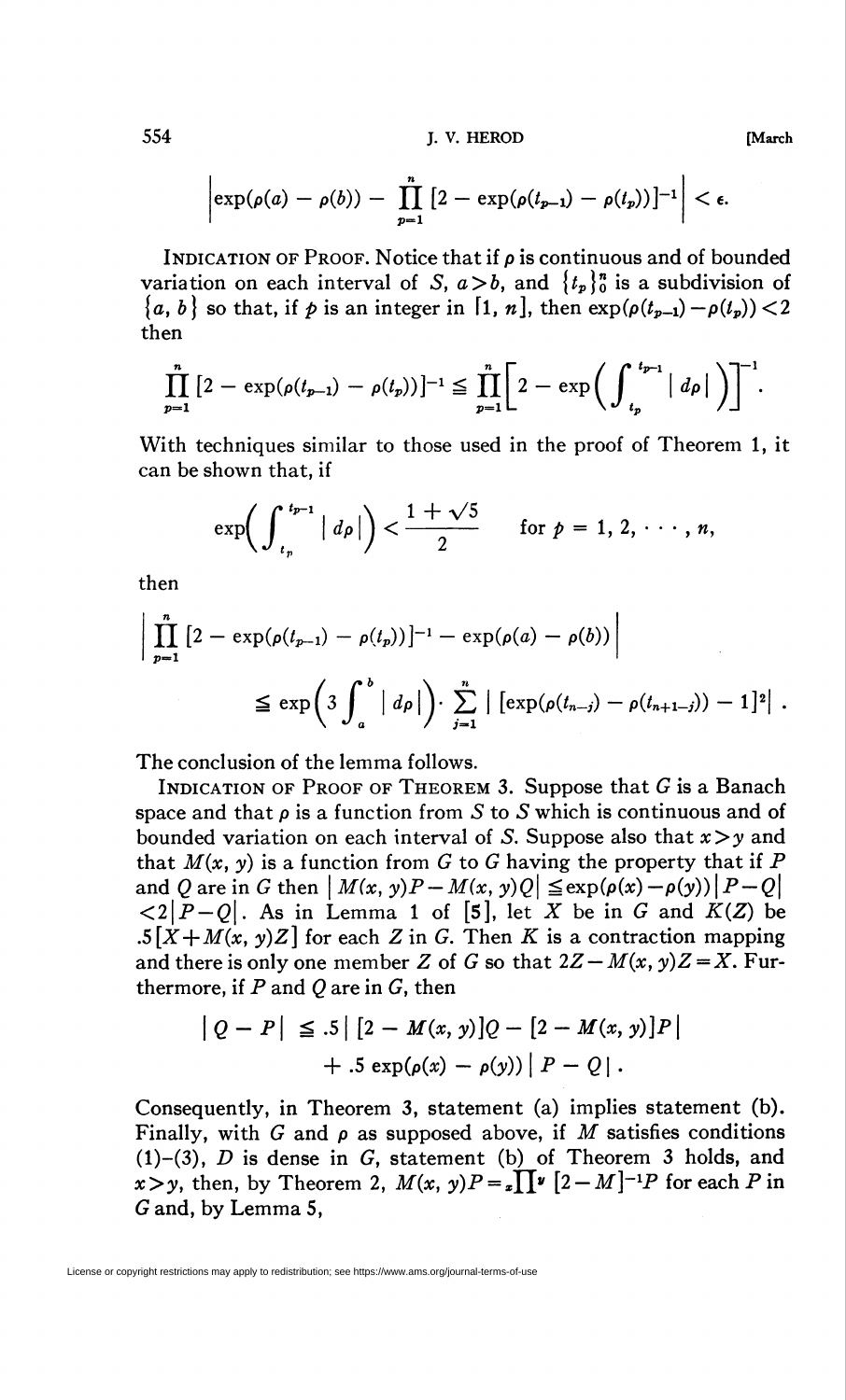$$\left|\exp(\rho(a) - \rho(b)) - \prod_{p=1}^{n} [2 - \exp(\rho(t_{p-1}) - \rho(t_p))]^{-1}\right| < \epsilon.$$

Indication of Proof. Notice that if $\rho$ is continuous and of bounded variation on each interval of $S$, $a > b$, and $\{t_p\}_0^n$ is a subdivision of $\{a, b\}$ so that, if $p$ is an integer in $[1, n]$, then $\exp(\rho(t_{p-1}) - \rho(t_p)) < 2$ then

$$\prod_{p=1}^{n} [2 - \exp(\rho(t_{p-1}) - \rho(t_p))]^{-1} \leq \prod_{p=1}^{n} \left[2 - \exp\left(\int_{t_p}^{t_{p-1}} |d\rho|\right)\right]^{-1}.$$

With techniques similar to those used in the proof of Theorem 1, it can be shown that, if

$$\exp\left(\int_{t_p}^{t_{p-1}} |d\rho|\right) < \frac{1 + \sqrt{5}}{2} \qquad \text{for } p = 1, 2, \cdots, n,$$

then

$$\left|\prod_{p=1}^{n} [2 - \exp(\rho(t_{p-1}) - \rho(t_p))]^{-1} - \exp(\rho(a) - \rho(b))\right|$$
$$\leq \exp\left(3\int_a^b |d\rho|\right) \cdot \sum_{j=1}^{n} |[\exp(\rho(t_{n-j}) - \rho(t_{n+1-j})) - 1]^2|.$$

The conclusion of the lemma follows.

Indication of Proof of Theorem 3. Suppose that $G$ is a Banach space and that $\rho$ is a function from $S$ to $S$ which is continuous and of bounded variation on each interval of $S$. Suppose also that $x > y$ and that $M(x, y)$ is a function from $G$ to $G$ having the property that if $P$ and $Q$ are in $G$ then $|M(x, y)P - M(x, y)Q| \leq \exp(\rho(x) - \rho(y))|P - Q| < 2|P - Q|$. As in Lemma 1 of [5], let $X$ be in $G$ and $K(Z)$ be $.5[X + M(x, y)Z]$ for each $Z$ in $G$. Then $K$ is a contraction mapping and there is only one member $Z$ of $G$ so that $2Z - M(x, y)Z = X$. Furthermore, if $P$ and $Q$ are in $G$, then

$$|Q - P| \leq .5|[2 - M(x, y)]Q - [2 - M(x, y)]P|$$
$$+ .5\exp(\rho(x) - \rho(y))|P - Q|.$$

Consequently, in Theorem 3, statement (a) implies statement (b). Finally, with $G$ and $\rho$ as supposed above, if $M$ satisfies conditions (1)–(3), $D$ is dense in $G$, statement (b) of Theorem 3 holds, and $x > y$, then, by Theorem 2, $M(x, y)P = {}_x\prod^y [2 - M]^{-1}P$ for each $P$ in $G$ and, by Lemma 5,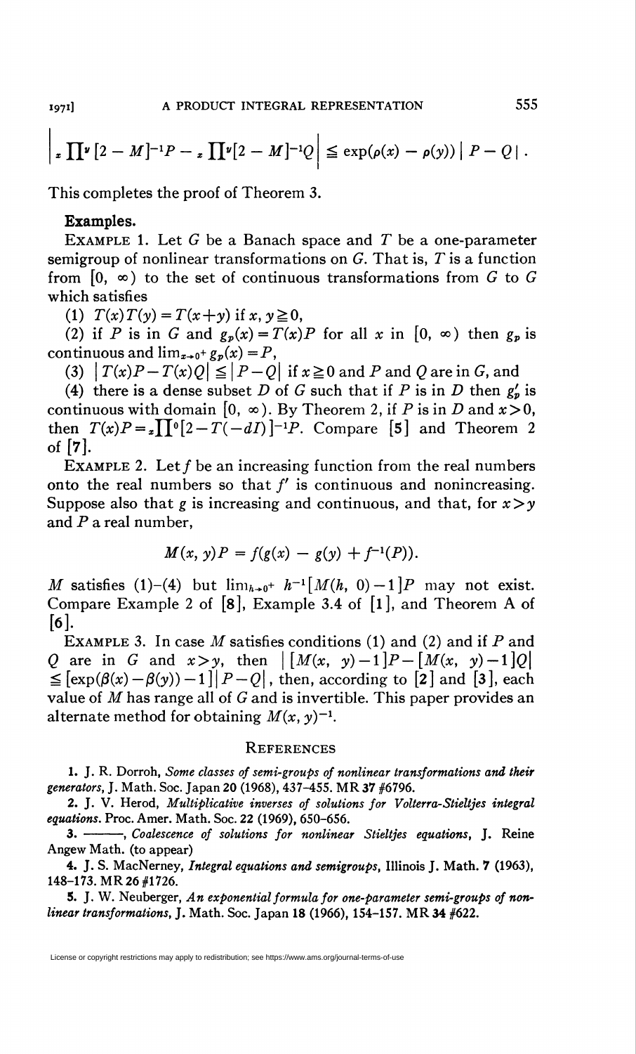$$\left| {}_x\prod^y [2 - M]^{-1}P - {}_x\prod^y [2 - M]^{-1}Q \right| \leqq \exp(\rho(x) - \rho(y)) \mid P - Q \mid .$$

This completes the proof of Theorem 3.

**Examples.**

EXAMPLE 1. Let $G$ be a Banach space and $T$ be a one-parameter semigroup of nonlinear transformations on $G$. That is, $T$ is a function from $[0, \infty)$ to the set of continuous transformations from $G$ to $G$ which satisfies

(1) $T(x)T(y) = T(x+y)$ if $x, y \geqq 0$,

(2) if $P$ is in $G$ and $g_p(x) = T(x)P$ for all $x$ in $[0, \infty)$ then $g_p$ is continuous and $\lim_{x \to 0^+} g_p(x) = P$,

(3) $|T(x)P - T(x)Q| \leqq |P - Q|$ if $x \geqq 0$ and $P$ and $Q$ are in $G$, and

(4) there is a dense subset $D$ of $G$ such that if $P$ is in $D$ then $g_p'$ is continuous with domain $[0, \infty)$. By Theorem 2, if $P$ is in $D$ and $x > 0$, then $T(x)P = {}_x\prod^0 [2 - T(-dI)]^{-1}P$. Compare [5] and Theorem 2 of [7].

EXAMPLE 2. Let $f$ be an increasing function from the real numbers onto the real numbers so that $f'$ is continuous and nonincreasing. Suppose also that $g$ is increasing and continuous, and that, for $x > y$ and $P$ a real number,

$$M(x, y)P = f(g(x) - g(y) + f^{-1}(P)).$$

$M$ satisfies (1)–(4) but $\lim_{h \to 0^+} h^{-1}[M(h, 0) - 1]P$ may not exist. Compare Example 2 of [8], Example 3.4 of [1], and Theorem A of [6].

EXAMPLE 3. In case $M$ satisfies conditions (1) and (2) and if $P$ and $Q$ are in $G$ and $x > y$, then $|[M(x, y) - 1]P - [M(x, y) - 1]Q| \leqq [\exp(\beta(x) - \beta(y)) - 1] |P - Q|$, then, according to [2] and [3], each value of $M$ has range all of $G$ and is invertible. This paper provides an alternate method for obtaining $M(x, y)^{-1}$.

## REFERENCES

1. J. R. Dorroh, *Some classes of semi-groups of nonlinear transformations and their generators*, J. Math. Soc. Japan **20** (1968), 437–455. MR **37** #6796.

2. J. V. Herod, *Multiplicative inverses of solutions for Volterra-Stieltjes integral equations*. Proc. Amer. Math. Soc. **22** (1969), 650–656.

3. ———, *Coalescence of solutions for nonlinear Stieltjes equations*, J. Reine Angew Math. (to appear)

4. J. S. MacNerney, *Integral equations and semigroups*, Illinois J. Math. **7** (1963), 148–173. MR **26** #1726.

5. J. W. Neuberger, *An exponential formula for one-parameter semi-groups of nonlinear transformations*, J. Math. Soc. Japan **18** (1966), 154–157. MR **34** #622.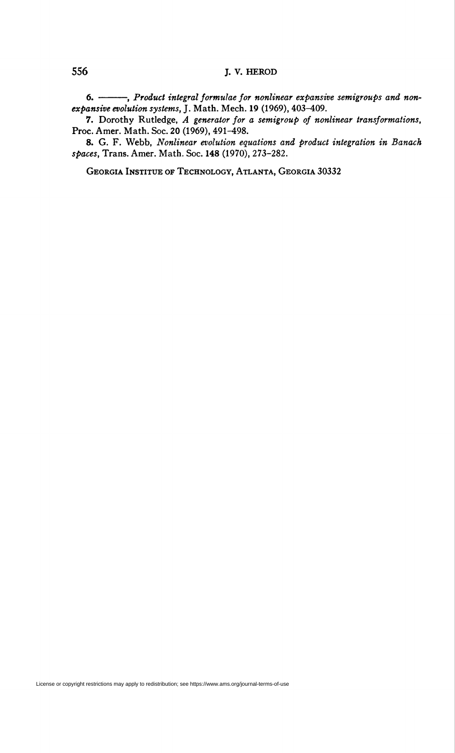6. ———, *Product integral formulae for nonlinear expansive semigroups and nonexpansive evolution systems*, J. Math. Mech. **19** (1969), 403–409.

7. Dorothy Rutledge, *A generator for a semigroup of nonlinear transformations*, Proc. Amer. Math. Soc. **20** (1969), 491–498.

8. G. F. Webb, *Nonlinear evolution equations and product integration in Banach spaces*, Trans. Amer. Math. Soc. **148** (1970), 273–282.

Georgia Institue of Technology, Atlanta, Georgia 30332

License or copyright restrictions may apply to redistribution; see https://www.ams.org/journal-terms-of-use